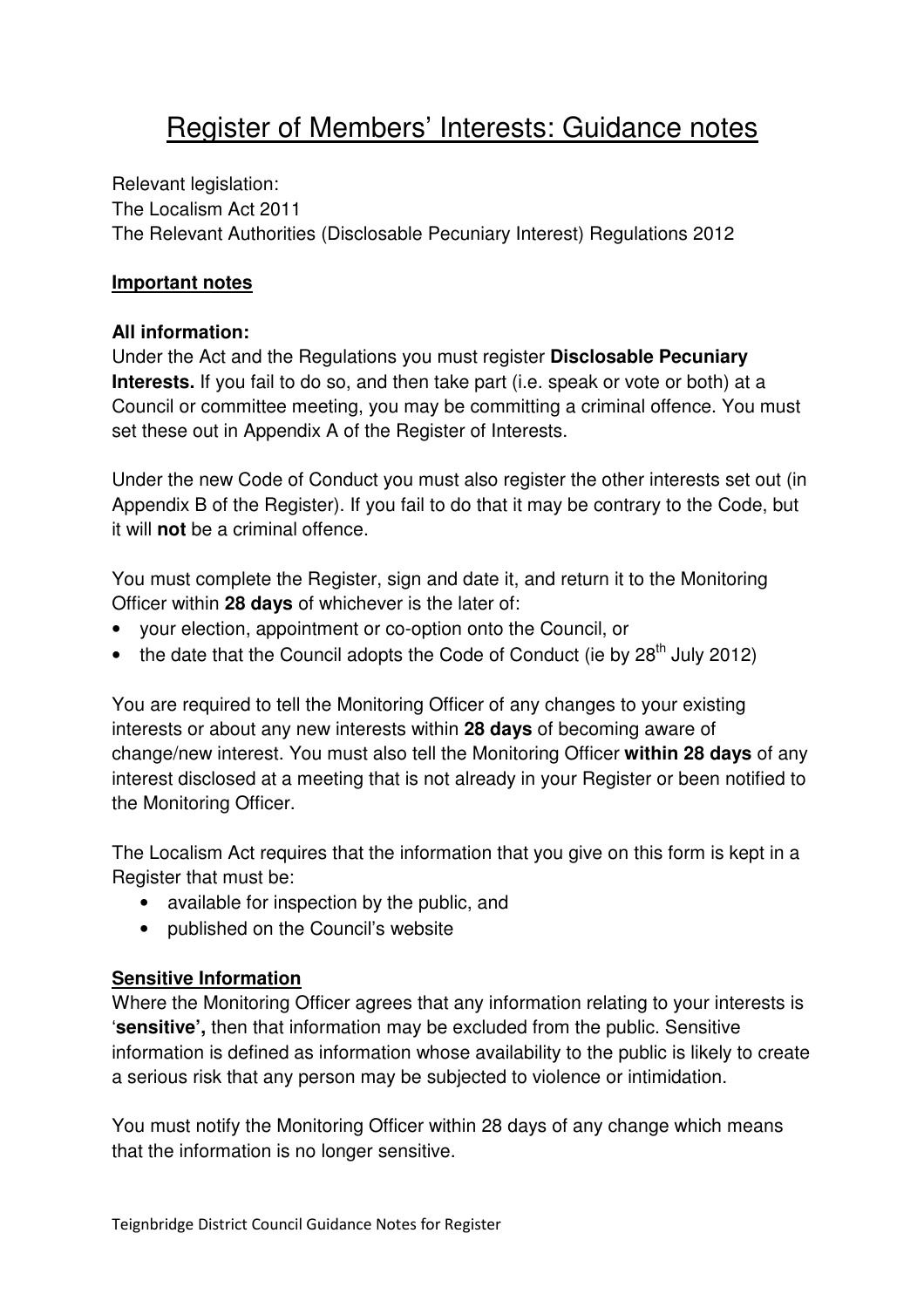# Register of Members' Interests: Guidance notes

Relevant legislation:
The Localism Act 2011
The Relevant Authorities (Disclosable Pecuniary Interest) Regulations 2012

**Important notes**

**All information:**
Under the Act and the Regulations you must register **Disclosable Pecuniary Interests.** If you fail to do so, and then take part (i.e. speak or vote or both) at a Council or committee meeting, you may be committing a criminal offence. You must set these out in Appendix A of the Register of Interests.

Under the new Code of Conduct you must also register the other interests set out (in Appendix B of the Register). If you fail to do that it may be contrary to the Code, but it will **not** be a criminal offence.

You must complete the Register, sign and date it, and return it to the Monitoring Officer within **28 days** of whichever is the later of:

- your election, appointment or co-option onto the Council, or
- the date that the Council adopts the Code of Conduct (ie by 28th July 2012)

You are required to tell the Monitoring Officer of any changes to your existing interests or about any new interests within **28 days** of becoming aware of change/new interest. You must also tell the Monitoring Officer **within 28 days** of any interest disclosed at a meeting that is not already in your Register or been notified to the Monitoring Officer.

The Localism Act requires that the information that you give on this form is kept in a Register that must be:

- available for inspection by the public, and
- published on the Council's website

**Sensitive Information**
Where the Monitoring Officer agrees that any information relating to your interests is '**sensitive',** then that information may be excluded from the public. Sensitive information is defined as information whose availability to the public is likely to create a serious risk that any person may be subjected to violence or intimidation.

You must notify the Monitoring Officer within 28 days of any change which means that the information is no longer sensitive.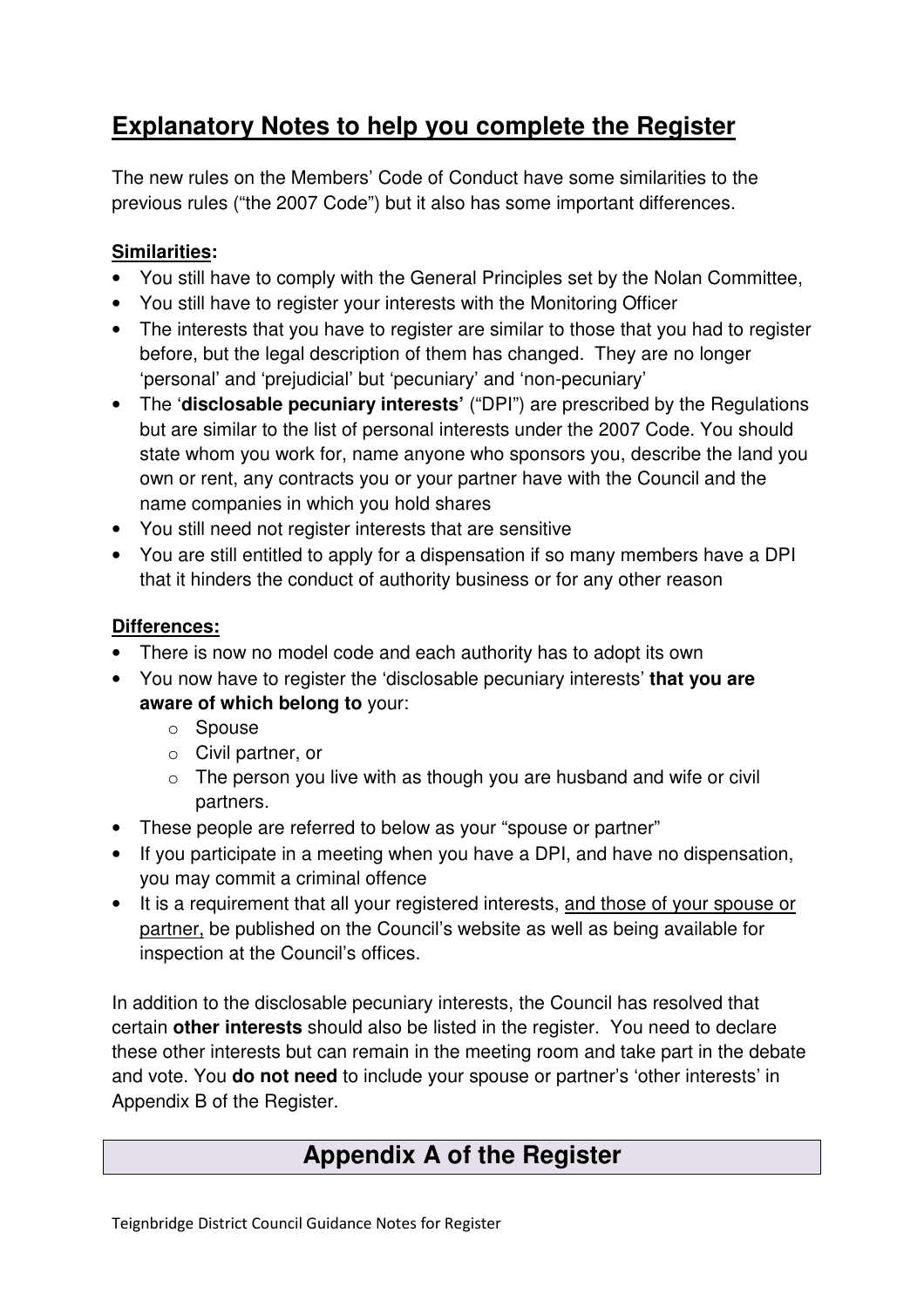## **Explanatory Notes to help you complete the Register**

The new rules on the Members' Code of Conduct have some similarities to the previous rules ("the 2007 Code") but it also has some important differences.

**Similarities:**

- You still have to comply with the General Principles set by the Nolan Committee,
- You still have to register your interests with the Monitoring Officer
- The interests that you have to register are similar to those that you had to register before, but the legal description of them has changed. They are no longer 'personal' and 'prejudicial' but 'pecuniary' and 'non-pecuniary'
- The '**disclosable pecuniary interests**' ("DPI") are prescribed by the Regulations but are similar to the list of personal interests under the 2007 Code. You should state whom you work for, name anyone who sponsors you, describe the land you own or rent, any contracts you or your partner have with the Council and the name companies in which you hold shares
- You still need not register interests that are sensitive
- You are still entitled to apply for a dispensation if so many members have a DPI that it hinders the conduct of authority business or for any other reason

**Differences:**

- There is now no model code and each authority has to adopt its own
- You now have to register the 'disclosable pecuniary interests' **that you are aware of which belong to** your:
  - Spouse
  - Civil partner, or
  - The person you live with as though you are husband and wife or civil partners.
- These people are referred to below as your "spouse or partner"
- If you participate in a meeting when you have a DPI, and have no dispensation, you may commit a criminal offence
- It is a requirement that all your registered interests, <u>and those of your spouse or partner,</u> be published on the Council's website as well as being available for inspection at the Council's offices.

In addition to the disclosable pecuniary interests, the Council has resolved that certain **other interests** should also be listed in the register. You need to declare these other interests but can remain in the meeting room and take part in the debate and vote. You **do not need** to include your spouse or partner's 'other interests' in Appendix B of the Register.

## **Appendix A of the Register**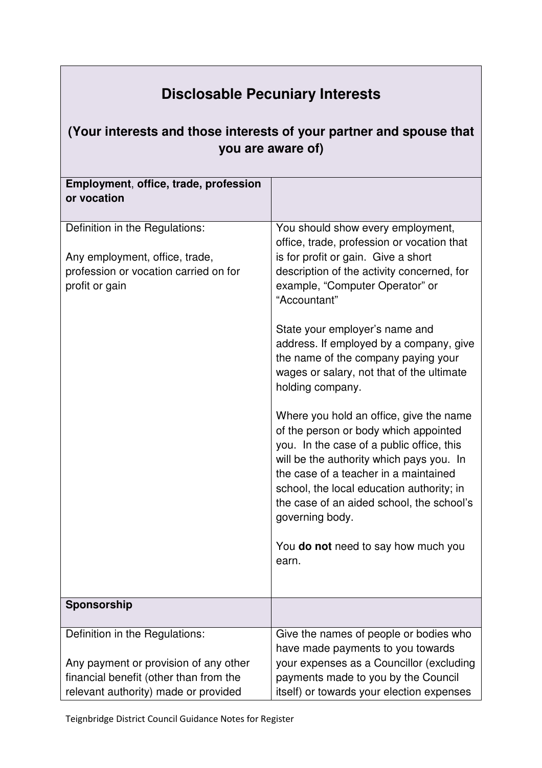| **Disclosable Pecuniary Interests** <br><br> **(Your interests and those interests of your partner and spouse that you are aware of)** | |
|---|---|
| **Employment, office, trade, profession or vocation** | |
| Definition in the Regulations:<br><br>Any employment, office, trade, profession or vocation carried on for profit or gain | You should show every employment, office, trade, profession or vocation that is for profit or gain. Give a short description of the activity concerned, for example, "Computer Operator" or "Accountant"<br><br>State your employer's name and address. If employed by a company, give the name of the company paying your wages or salary, not that of the ultimate holding company.<br><br>Where you hold an office, give the name of the person or body which appointed you. In the case of a public office, this will be the authority which pays you. In the case of a teacher in a maintained school, the local education authority; in the case of an aided school, the school's governing body.<br><br>You **do not** need to say how much you earn. |
| **Sponsorship** | |
| Definition in the Regulations:<br><br>Any payment or provision of any other financial benefit (other than from the relevant authority) made or provided | Give the names of people or bodies who have made payments to you towards your expenses as a Councillor (excluding payments made to you by the Council itself) or towards your election expenses |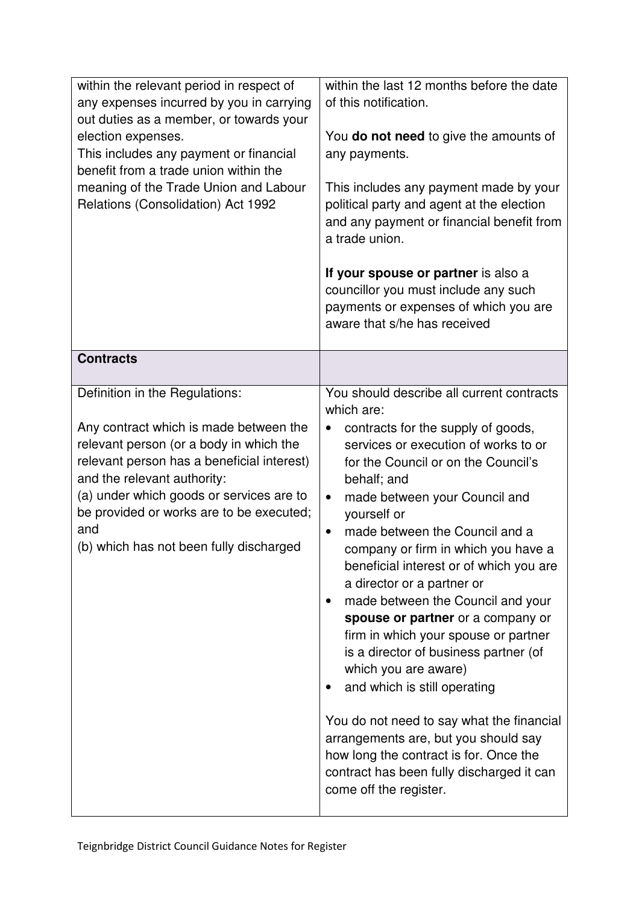| | |
|---|---|
| within the relevant period in respect of any expenses incurred by you in carrying out duties as a member, or towards your election expenses.<br>This includes any payment or financial benefit from a trade union within the meaning of the Trade Union and Labour Relations (Consolidation) Act 1992 | within the last 12 months before the date of this notification.<br><br>You **do not need** to give the amounts of any payments.<br><br>This includes any payment made by your political party and agent at the election and any payment or financial benefit from a trade union.<br><br>**If your spouse or partner** is also a councillor you must include any such payments or expenses of which you are aware that s/he has received |
| **Contracts** | |
| Definition in the Regulations:<br><br>Any contract which is made between the relevant person (or a body in which the relevant person has a beneficial interest) and the relevant authority:<br>(a) under which goods or services are to be provided or works are to be executed; and<br>(b) which has not been fully discharged | You should describe all current contracts which are:<br>• contracts for the supply of goods, services or execution of works to or for the Council or on the Council's behalf; and<br>• made between your Council and yourself or<br>• made between the Council and a company or firm in which you have a beneficial interest or of which you are a director or a partner or<br>• made between the Council and your **spouse or partner** or a company or firm in which your spouse or partner is a director of business partner (of which you are aware)<br>• and which is still operating<br><br>You do not need to say what the financial arrangements are, but you should say how long the contract is for. Once the contract has been fully discharged it can come off the register. |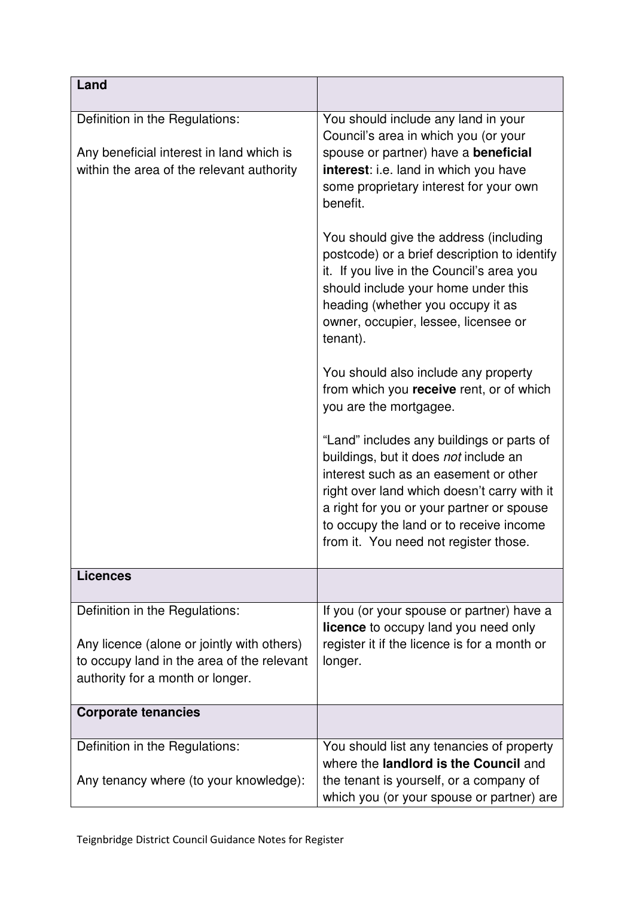| **Land** | |
|---|---|
| Definition in the Regulations:<br><br>Any beneficial interest in land which is within the area of the relevant authority | You should include any land in your Council's area in which you (or your spouse or partner) have a **beneficial interest**: i.e. land in which you have some proprietary interest for your own benefit.<br><br>You should give the address (including postcode) or a brief description to identify it. If you live in the Council's area you should include your home under this heading (whether you occupy it as owner, occupier, lessee, licensee or tenant).<br><br>You should also include any property from which you **receive** rent, or of which you are the mortgagee.<br><br>"Land" includes any buildings or parts of buildings, but it does *not* include an interest such as an easement or other right over land which doesn't carry with it a right for you or your partner or spouse to occupy the land or to receive income from it. You need not register those. |
| **Licences** | |
| Definition in the Regulations:<br><br>Any licence (alone or jointly with others) to occupy land in the area of the relevant authority for a month or longer. | If you (or your spouse or partner) have a **licence** to occupy land you need only register it if the licence is for a month or longer. |
| **Corporate tenancies** | |
| Definition in the Regulations:<br><br>Any tenancy where (to your knowledge): | You should list any tenancies of property where the **landlord is the Council** and the tenant is yourself, or a company of which you (or your spouse or partner) are |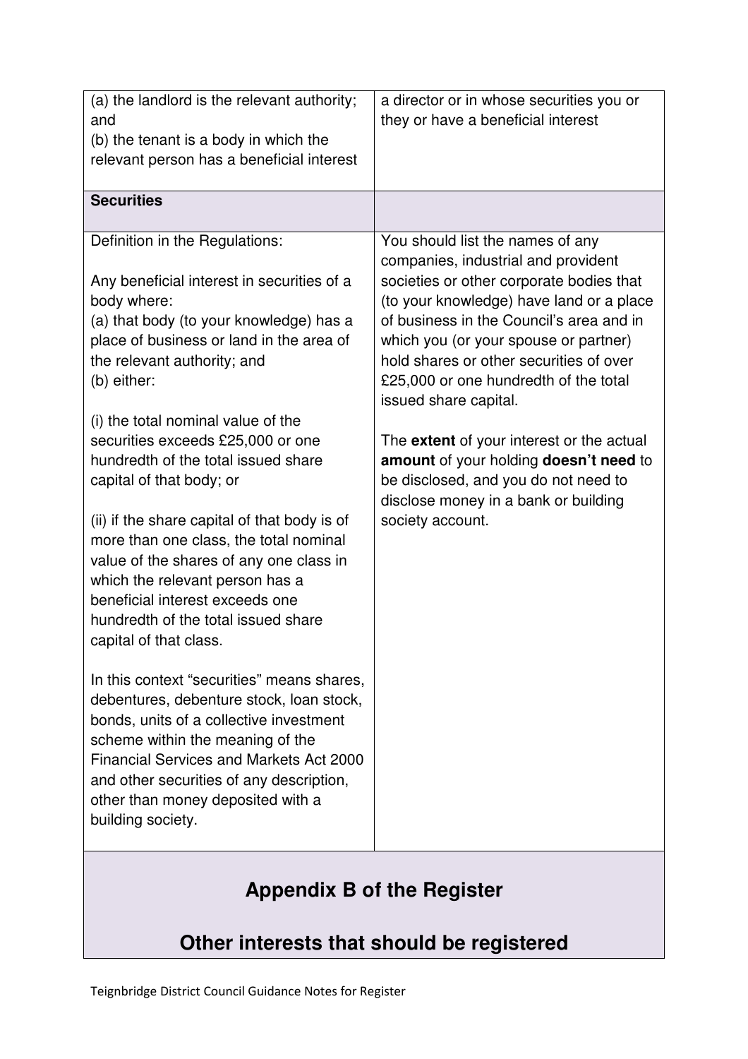| | |
|---|---|
| (a) the landlord is the relevant authority; and<br>(b) the tenant is a body in which the relevant person has a beneficial interest | a director or in whose securities you or they or have a beneficial interest |
| **Securities** | |
| Definition in the Regulations:<br><br>Any beneficial interest in securities of a body where:<br>(a) that body (to your knowledge) has a place of business or land in the area of the relevant authority; and<br>(b) either:<br><br>(i) the total nominal value of the securities exceeds £25,000 or one hundredth of the total issued share capital of that body; or<br><br>(ii) if the share capital of that body is of more than one class, the total nominal value of the shares of any one class in which the relevant person has a beneficial interest exceeds one hundredth of the total issued share capital of that class.<br><br>In this context "securities" means shares, debentures, debenture stock, loan stock, bonds, units of a collective investment scheme within the meaning of the Financial Services and Markets Act 2000 and other securities of any description, other than money deposited with a building society. | You should list the names of any companies, industrial and provident societies or other corporate bodies that (to your knowledge) have land or a place of business in the Council's area and in which you (or your spouse or partner) hold shares or other securities of over £25,000 or one hundredth of the total issued share capital.<br><br>The **extent** of your interest or the actual **amount** of your holding **doesn't need** to be disclosed, and you do not need to disclose money in a bank or building society account. |

## Appendix B of the Register

## Other interests that should be registered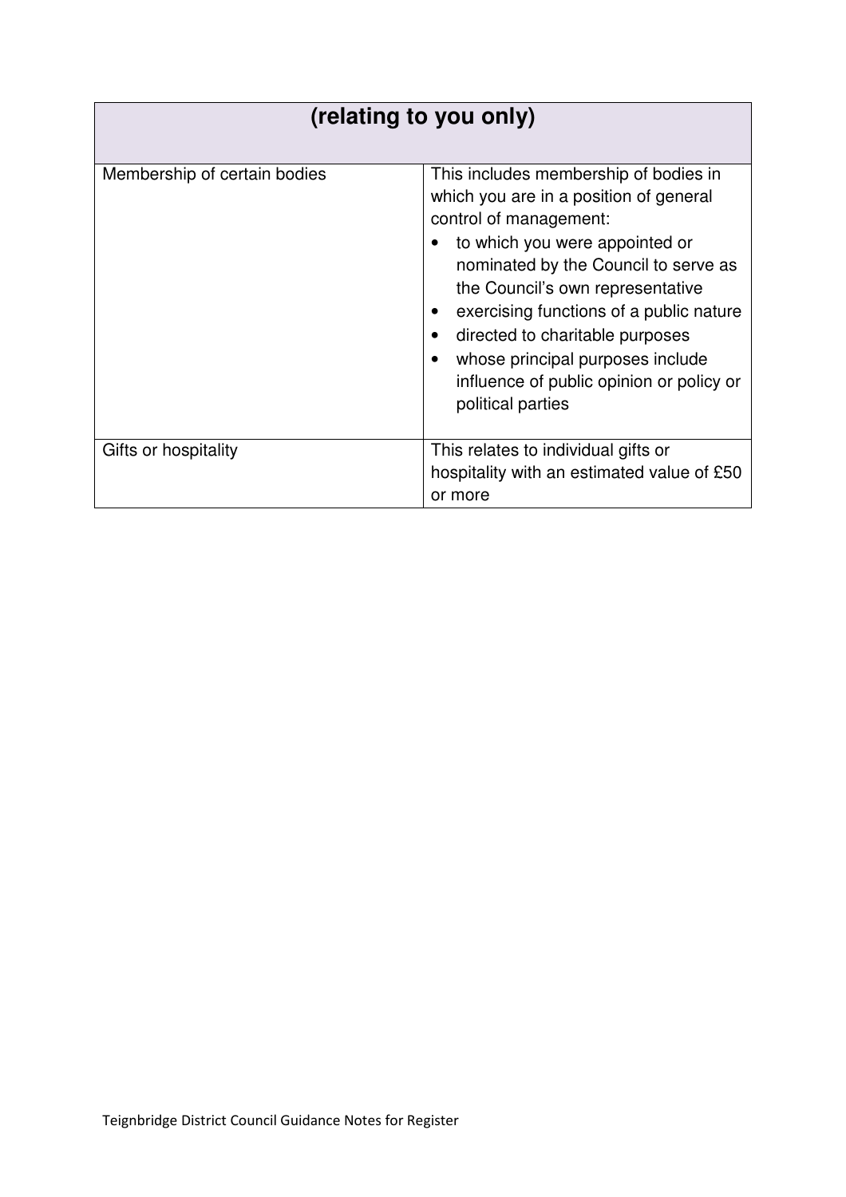| (relating to you only) | |
|---|---|
| Membership of certain bodies | This includes membership of bodies in which you are in a position of general control of management:<br>• to which you were appointed or nominated by the Council to serve as the Council's own representative<br>• exercising functions of a public nature<br>• directed to charitable purposes<br>• whose principal purposes include influence of public opinion or policy or political parties |
| Gifts or hospitality | This relates to individual gifts or hospitality with an estimated value of £50 or more |